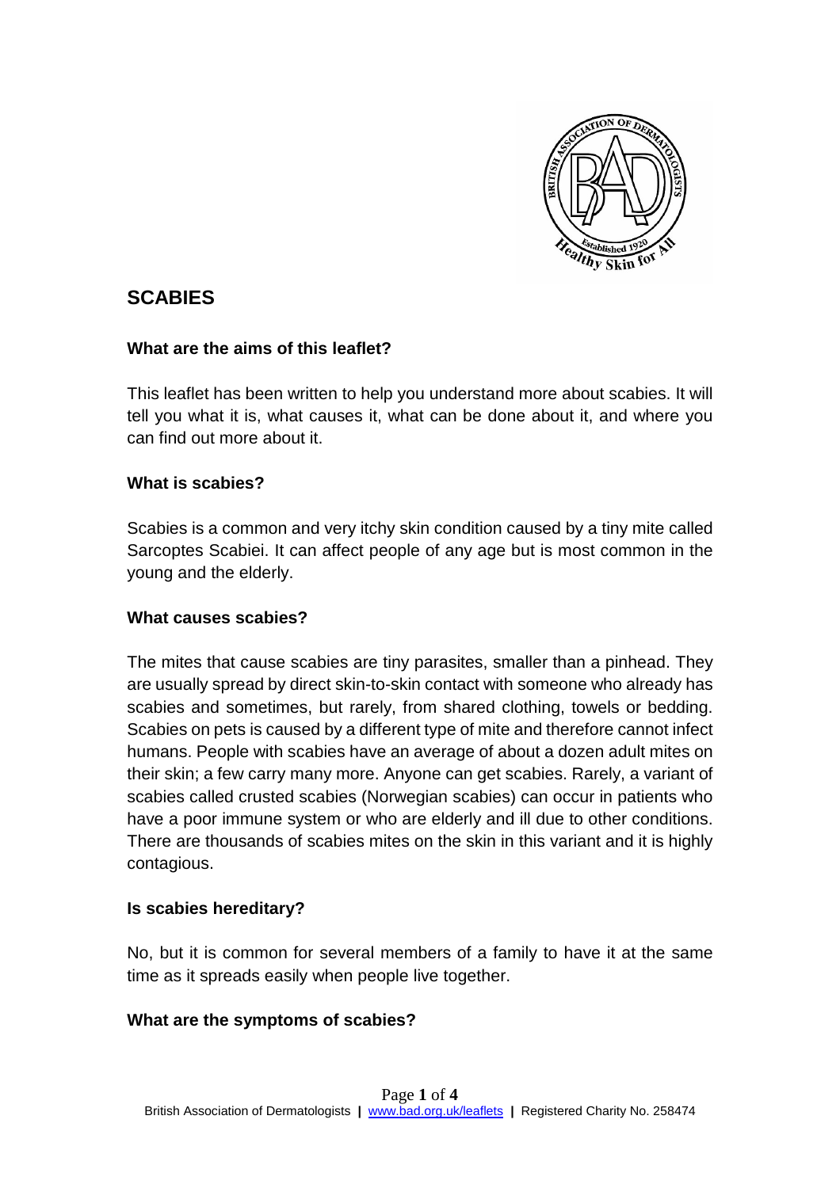# SCABIES

## What are the aims of this leaflet?

This leaflet has been written to help you understand more about scabies. It will tell you what it is, what causes it, what can be done about it, and where you can find out more about it.

## What is scabies?

Scabies is a common and very itchy skin condition caused by a tiny mite called Sarcoptes Scabiei. It can affect people of any age but is most common in the young and the elderly.

## What causes scabies?

The mites that cause scabies are tiny parasites, smaller than a pinhead. They are usually spread by direct skin-to-skin contact with someone who already has scabies and sometimes, but rarely, from shared clothing, towels or bedding. Scabies on pets is caused by a different type of mite and therefore cannot infect humans. People with scabies have an average of about a dozen adult mites on their skin; a few carry many more. Anyone can get scabies. Rarely, a variant of scabies called crusted scabies (Norwegian scabies) can occur in patients who have a poor immune system or who are elderly and ill due to other conditions. There are thousands of scabies mites on the skin in this variant and it is highly contagious.

## Is scabies hereditary?

No, but it is common for several members of a family to have it at the same time as it spreads easily when people live together.

## What are the symptoms of scabies?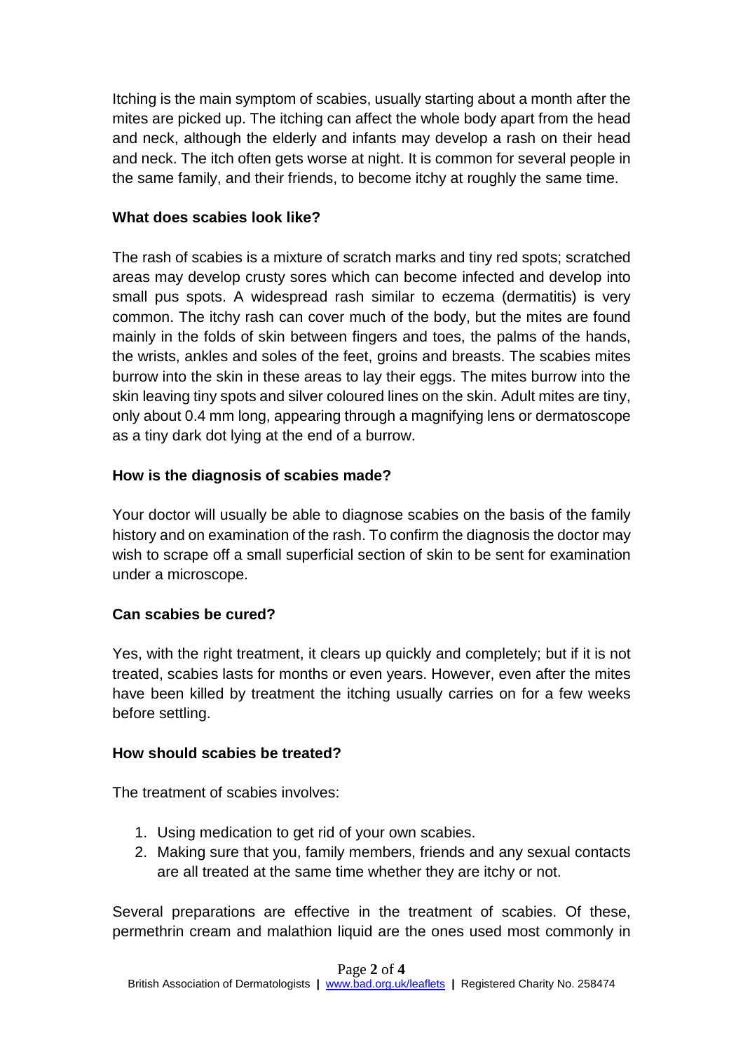Itching is the main symptom of scabies, usually starting about a month after the mites are picked up. The itching can affect the whole body apart from the head and neck, although the elderly and infants may develop a rash on their head and neck. The itch often gets worse at night. It is common for several people in the same family, and their friends, to become itchy at roughly the same time.

### What does scabies look like?

The rash of scabies is a mixture of scratch marks and tiny red spots; scratched areas may develop crusty sores which can become infected and develop into small pus spots. A widespread rash similar to eczema (dermatitis) is very common. The itchy rash can cover much of the body, but the mites are found mainly in the folds of skin between fingers and toes, the palms of the hands, the wrists, ankles and soles of the feet, groins and breasts. The scabies mites burrow into the skin in these areas to lay their eggs. The mites burrow into the skin leaving tiny spots and silver coloured lines on the skin. Adult mites are tiny, only about 0.4 mm long, appearing through a magnifying lens or dermatoscope as a tiny dark dot lying at the end of a burrow.

### How is the diagnosis of scabies made?

Your doctor will usually be able to diagnose scabies on the basis of the family history and on examination of the rash. To confirm the diagnosis the doctor may wish to scrape off a small superficial section of skin to be sent for examination under a microscope.

### Can scabies be cured?

Yes, with the right treatment, it clears up quickly and completely; but if it is not treated, scabies lasts for months or even years. However, even after the mites have been killed by treatment the itching usually carries on for a few weeks before settling.

### How should scabies be treated?

The treatment of scabies involves:

1. Using medication to get rid of your own scabies.
2. Making sure that you, family members, friends and any sexual contacts are all treated at the same time whether they are itchy or not.

Several preparations are effective in the treatment of scabies. Of these, permethrin cream and malathion liquid are the ones used most commonly in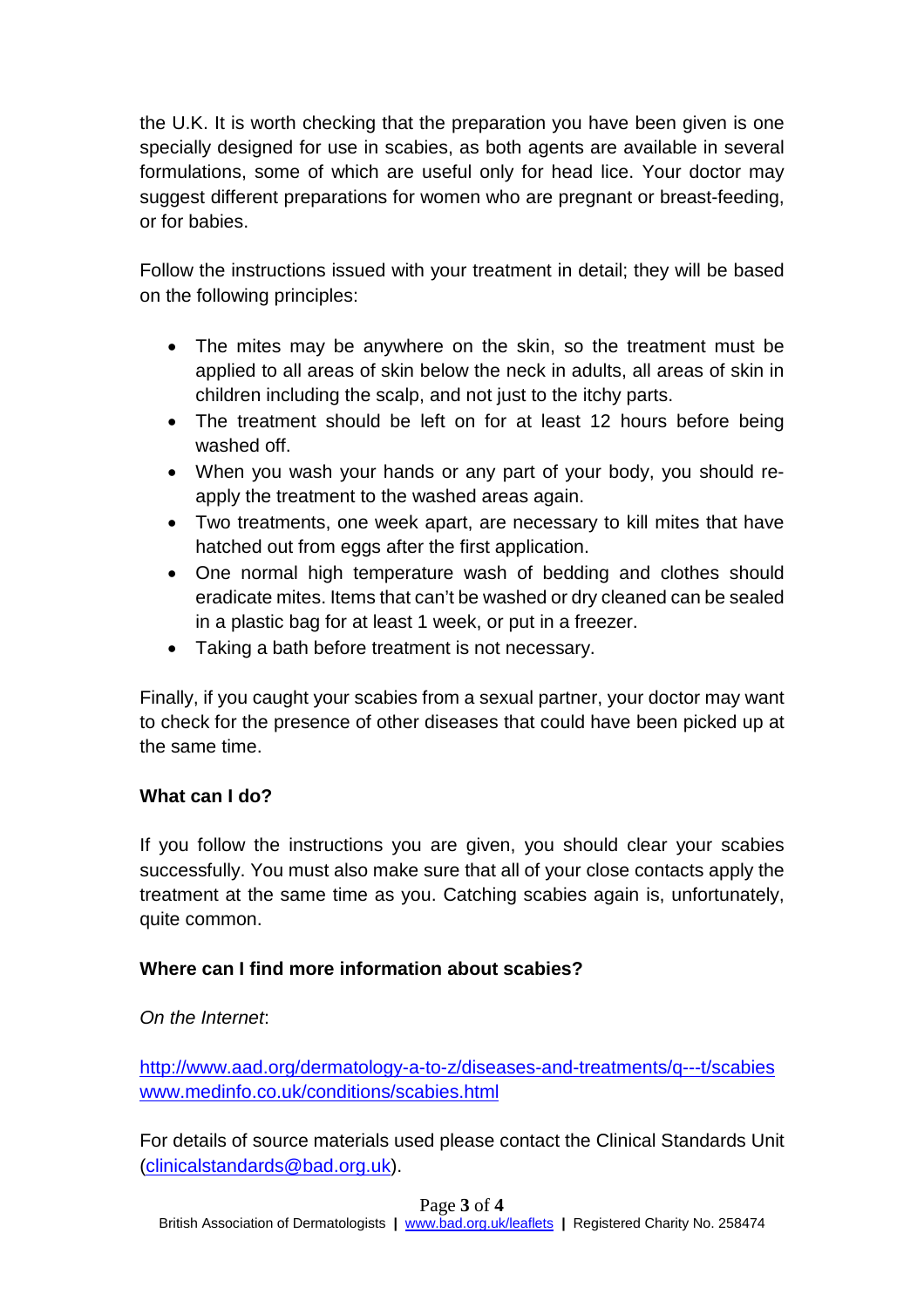the U.K. It is worth checking that the preparation you have been given is one specially designed for use in scabies, as both agents are available in several formulations, some of which are useful only for head lice. Your doctor may suggest different preparations for women who are pregnant or breast-feeding, or for babies.

Follow the instructions issued with your treatment in detail; they will be based on the following principles:

- The mites may be anywhere on the skin, so the treatment must be applied to all areas of skin below the neck in adults, all areas of skin in children including the scalp, and not just to the itchy parts.
- The treatment should be left on for at least 12 hours before being washed off.
- When you wash your hands or any part of your body, you should re-apply the treatment to the washed areas again.
- Two treatments, one week apart, are necessary to kill mites that have hatched out from eggs after the first application.
- One normal high temperature wash of bedding and clothes should eradicate mites. Items that can't be washed or dry cleaned can be sealed in a plastic bag for at least 1 week, or put in a freezer.
- Taking a bath before treatment is not necessary.

Finally, if you caught your scabies from a sexual partner, your doctor may want to check for the presence of other diseases that could have been picked up at the same time.

**What can I do?**

If you follow the instructions you are given, you should clear your scabies successfully. You must also make sure that all of your close contacts apply the treatment at the same time as you. Catching scabies again is, unfortunately, quite common.

**Where can I find more information about scabies?**

*On the Internet*:

[http://www.aad.org/dermatology-a-to-z/diseases-and-treatments/q---t/scabies](http://www.aad.org/dermatology-a-to-z/diseases-and-treatments/q---t/scabies)
[www.medinfo.co.uk/conditions/scabies.html](www.medinfo.co.uk/conditions/scabies.html)

For details of source materials used please contact the Clinical Standards Unit ([clinicalstandards@bad.org.uk](mailto:clinicalstandards@bad.org.uk)).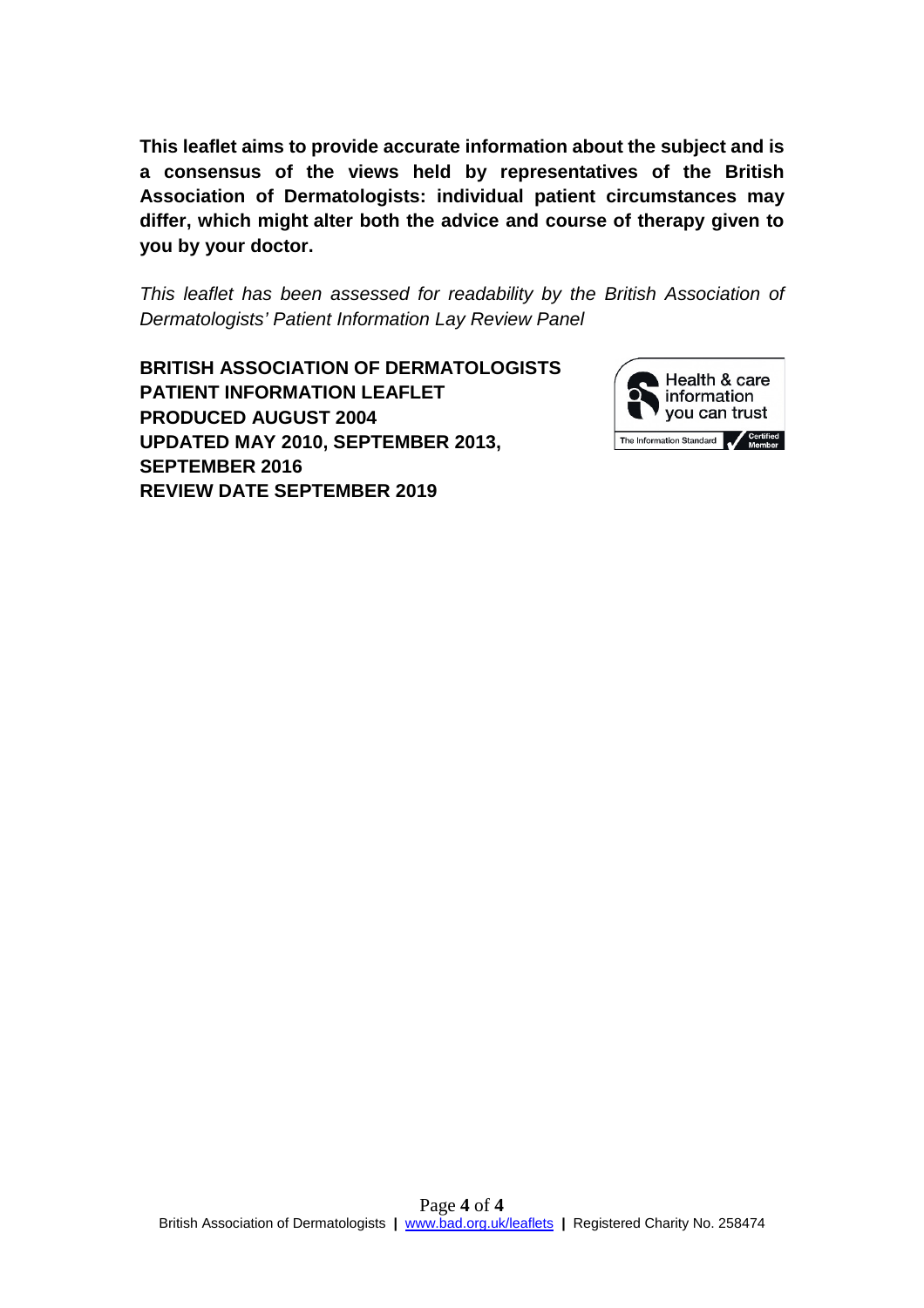**This leaflet aims to provide accurate information about the subject and is a consensus of the views held by representatives of the British Association of Dermatologists: individual patient circumstances may differ, which might alter both the advice and course of therapy given to you by your doctor.**

*This leaflet has been assessed for readability by the British Association of Dermatologists' Patient Information Lay Review Panel*

**BRITISH ASSOCIATION OF DERMATOLOGISTS**
**PATIENT INFORMATION LEAFLET**
**PRODUCED AUGUST 2004**
**UPDATED MAY 2010, SEPTEMBER 2013, SEPTEMBER 2016**
**REVIEW DATE SEPTEMBER 2019**

Health & care information you can trust

The Information Standard Certified Member